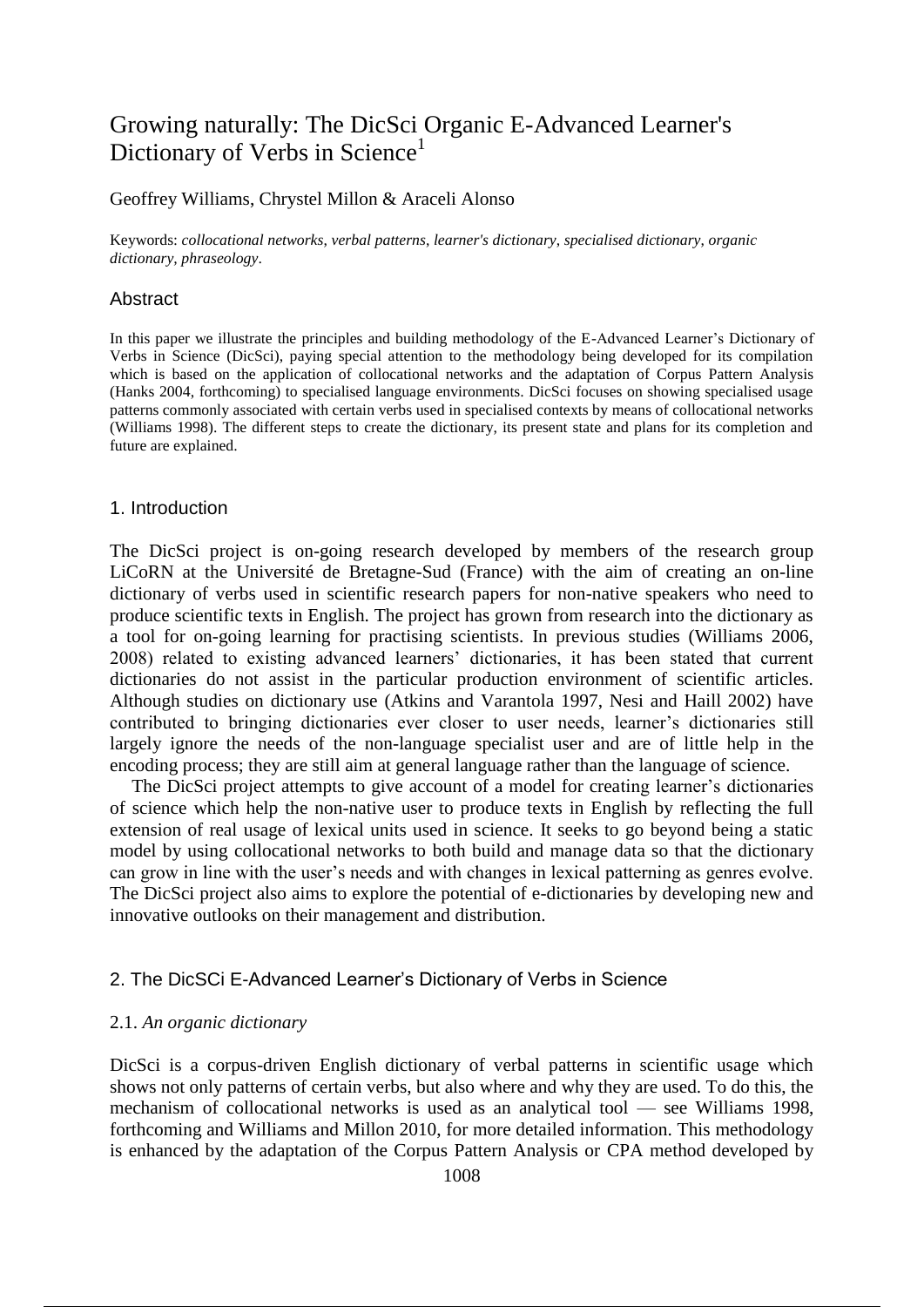# Growing naturally: The DicSci Organic E-Advanced Learner's Dictionary of Verbs in Science[1]

Geoffrey Williams, Chrystel Millon & Araceli Alonso

Keywords: *collocational networks, verbal patterns, learner's dictionary, specialised dictionary, organic dictionary, phraseology*.

## Abstract

In this paper we illustrate the principles and building methodology of the E-Advanced Learner's Dictionary of Verbs in Science (DicSci), paying special attention to the methodology being developed for its compilation which is based on the application of collocational networks and the adaptation of Corpus Pattern Analysis (Hanks 2004, forthcoming) to specialised language environments. DicSci focuses on showing specialised usage patterns commonly associated with certain verbs used in specialised contexts by means of collocational networks (Williams 1998). The different steps to create the dictionary, its present state and plans for its completion and future are explained.

## 1. Introduction

The DicSci project is on-going research developed by members of the research group LiCoRN at the Université de Bretagne-Sud (France) with the aim of creating an on-line dictionary of verbs used in scientific research papers for non-native speakers who need to produce scientific texts in English. The project has grown from research into the dictionary as a tool for on-going learning for practising scientists. In previous studies (Williams 2006, 2008) related to existing advanced learners' dictionaries, it has been stated that current dictionaries do not assist in the particular production environment of scientific articles. Although studies on dictionary use (Atkins and Varantola 1997, Nesi and Haill 2002) have contributed to bringing dictionaries ever closer to user needs, learner's dictionaries still largely ignore the needs of the non-language specialist user and are of little help in the encoding process; they are still aim at general language rather than the language of science.

The DicSci project attempts to give account of a model for creating learner's dictionaries of science which help the non-native user to produce texts in English by reflecting the full extension of real usage of lexical units used in science. It seeks to go beyond being a static model by using collocational networks to both build and manage data so that the dictionary can grow in line with the user's needs and with changes in lexical patterning as genres evolve. The DicSci project also aims to explore the potential of e-dictionaries by developing new and innovative outlooks on their management and distribution.

## 2. The DicSCi E-Advanced Learner's Dictionary of Verbs in Science

### 2.1. *An organic dictionary*

DicSci is a corpus-driven English dictionary of verbal patterns in scientific usage which shows not only patterns of certain verbs, but also where and why they are used. To do this, the mechanism of collocational networks is used as an analytical tool — see Williams 1998, forthcoming and Williams and Millon 2010, for more detailed information. This methodology is enhanced by the adaptation of the Corpus Pattern Analysis or CPA method developed by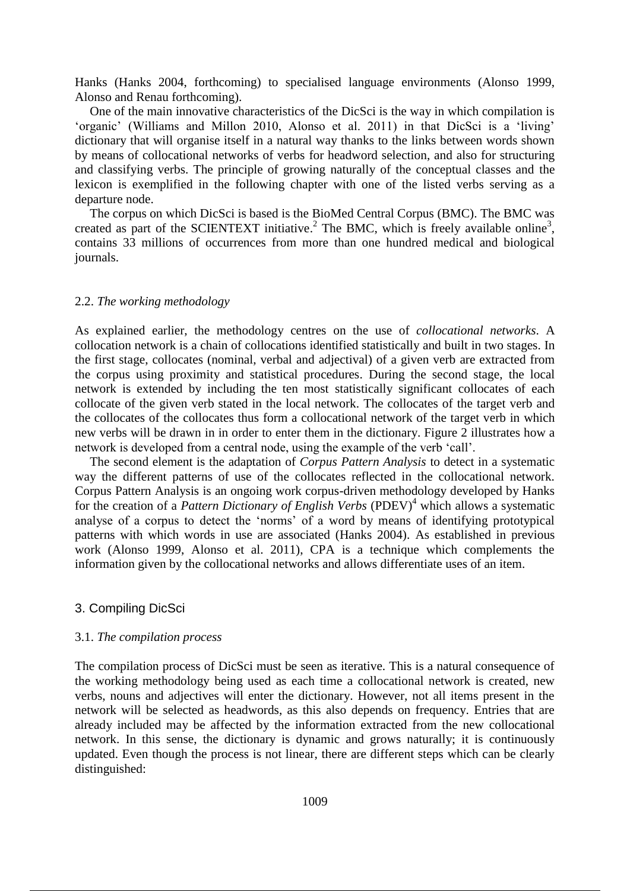Hanks (Hanks 2004, forthcoming) to specialised language environments (Alonso 1999, Alonso and Renau forthcoming).

One of the main innovative characteristics of the DicSci is the way in which compilation is 'organic' (Williams and Millon 2010, Alonso et al. 2011) in that DicSci is a 'living' dictionary that will organise itself in a natural way thanks to the links between words shown by means of collocational networks of verbs for headword selection, and also for structuring and classifying verbs. The principle of growing naturally of the conceptual classes and the lexicon is exemplified in the following chapter with one of the listed verbs serving as a departure node.

The corpus on which DicSci is based is the BioMed Central Corpus (BMC). The BMC was created as part of the SCIENTEXT initiative.[2] The BMC, which is freely available online[3], contains 33 millions of occurrences from more than one hundred medical and biological journals.

### 2.2. *The working methodology*

As explained earlier, the methodology centres on the use of *collocational networks*. A collocation network is a chain of collocations identified statistically and built in two stages. In the first stage, collocates (nominal, verbal and adjectival) of a given verb are extracted from the corpus using proximity and statistical procedures. During the second stage, the local network is extended by including the ten most statistically significant collocates of each collocate of the given verb stated in the local network. The collocates of the target verb and the collocates of the collocates thus form a collocational network of the target verb in which new verbs will be drawn in in order to enter them in the dictionary. Figure 2 illustrates how a network is developed from a central node, using the example of the verb 'call'.

The second element is the adaptation of *Corpus Pattern Analysis* to detect in a systematic way the different patterns of use of the collocates reflected in the collocational network. Corpus Pattern Analysis is an ongoing work corpus-driven methodology developed by Hanks for the creation of a *Pattern Dictionary of English Verbs* (PDEV)[4] which allows a systematic analyse of a corpus to detect the 'norms' of a word by means of identifying prototypical patterns with which words in use are associated (Hanks 2004). As established in previous work (Alonso 1999, Alonso et al. 2011), CPA is a technique which complements the information given by the collocational networks and allows differentiate uses of an item.

## 3. Compiling DicSci

### 3.1. *The compilation process*

The compilation process of DicSci must be seen as iterative. This is a natural consequence of the working methodology being used as each time a collocational network is created, new verbs, nouns and adjectives will enter the dictionary. However, not all items present in the network will be selected as headwords, as this also depends on frequency. Entries that are already included may be affected by the information extracted from the new collocational network. In this sense, the dictionary is dynamic and grows naturally; it is continuously updated. Even though the process is not linear, there are different steps which can be clearly distinguished: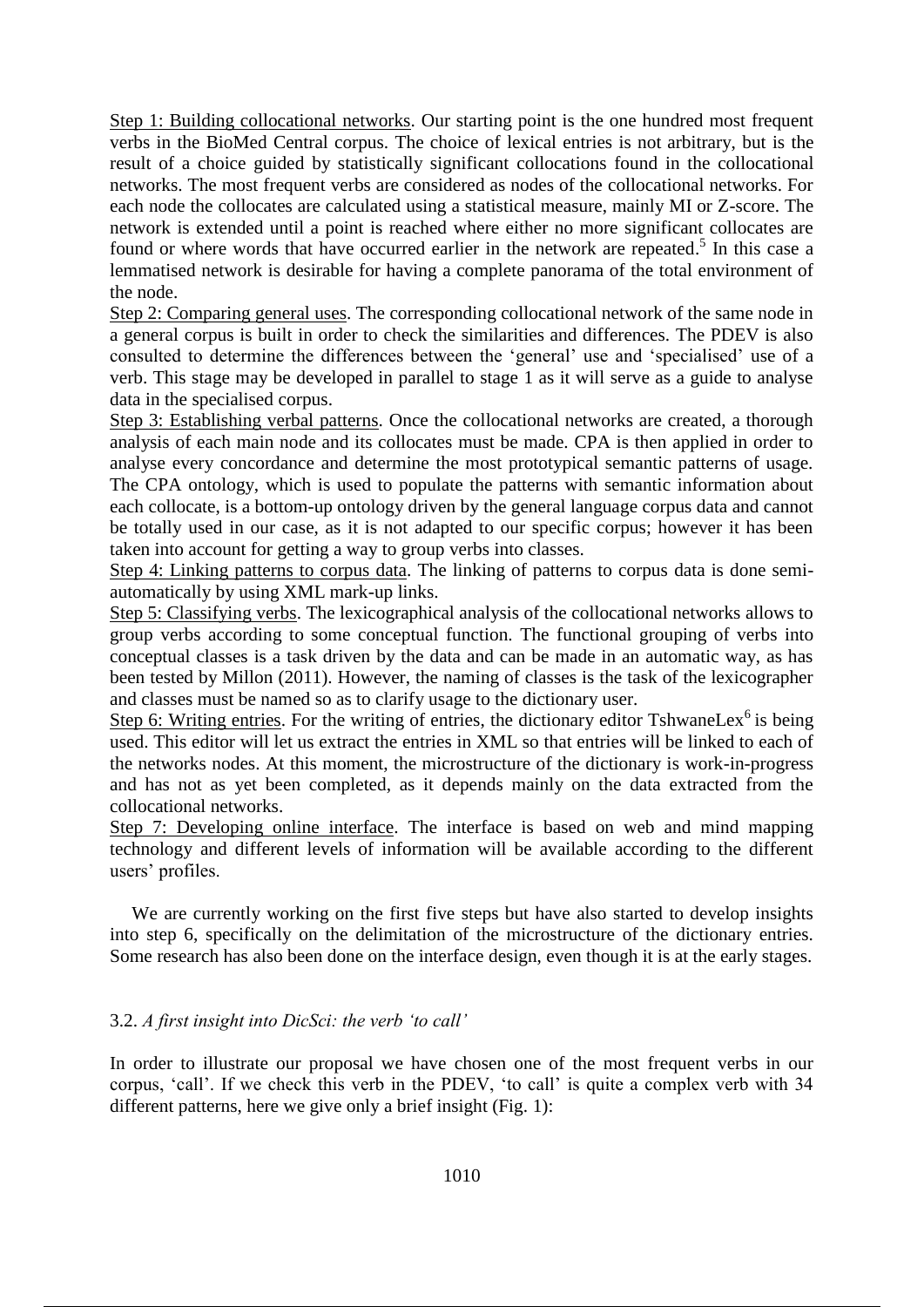Step 1: Building collocational networks. Our starting point is the one hundred most frequent verbs in the BioMed Central corpus. The choice of lexical entries is not arbitrary, but is the result of a choice guided by statistically significant collocations found in the collocational networks. The most frequent verbs are considered as nodes of the collocational networks. For each node the collocates are calculated using a statistical measure, mainly MI or Z-score. The network is extended until a point is reached where either no more significant collocates are found or where words that have occurred earlier in the network are repeated.[5] In this case a lemmatised network is desirable for having a complete panorama of the total environment of the node.

Step 2: Comparing general uses. The corresponding collocational network of the same node in a general corpus is built in order to check the similarities and differences. The PDEV is also consulted to determine the differences between the 'general' use and 'specialised' use of a verb. This stage may be developed in parallel to stage 1 as it will serve as a guide to analyse data in the specialised corpus.

Step 3: Establishing verbal patterns. Once the collocational networks are created, a thorough analysis of each main node and its collocates must be made. CPA is then applied in order to analyse every concordance and determine the most prototypical semantic patterns of usage. The CPA ontology, which is used to populate the patterns with semantic information about each collocate, is a bottom-up ontology driven by the general language corpus data and cannot be totally used in our case, as it is not adapted to our specific corpus; however it has been taken into account for getting a way to group verbs into classes.

Step 4: Linking patterns to corpus data. The linking of patterns to corpus data is done semi-automatically by using XML mark-up links.

Step 5: Classifying verbs. The lexicographical analysis of the collocational networks allows to group verbs according to some conceptual function. The functional grouping of verbs into conceptual classes is a task driven by the data and can be made in an automatic way, as has been tested by Millon (2011). However, the naming of classes is the task of the lexicographer and classes must be named so as to clarify usage to the dictionary user.

Step 6: Writing entries. For the writing of entries, the dictionary editor TshwaneLex[6] is being used. This editor will let us extract the entries in XML so that entries will be linked to each of the networks nodes. At this moment, the microstructure of the dictionary is work-in-progress and has not as yet been completed, as it depends mainly on the data extracted from the collocational networks.

Step 7: Developing online interface. The interface is based on web and mind mapping technology and different levels of information will be available according to the different users' profiles.

We are currently working on the first five steps but have also started to develop insights into step 6, specifically on the delimitation of the microstructure of the dictionary entries. Some research has also been done on the interface design, even though it is at the early stages.

### 3.2. *A first insight into DicSci: the verb 'to call'*

In order to illustrate our proposal we have chosen one of the most frequent verbs in our corpus, 'call'. If we check this verb in the PDEV, 'to call' is quite a complex verb with 34 different patterns, here we give only a brief insight (Fig. 1):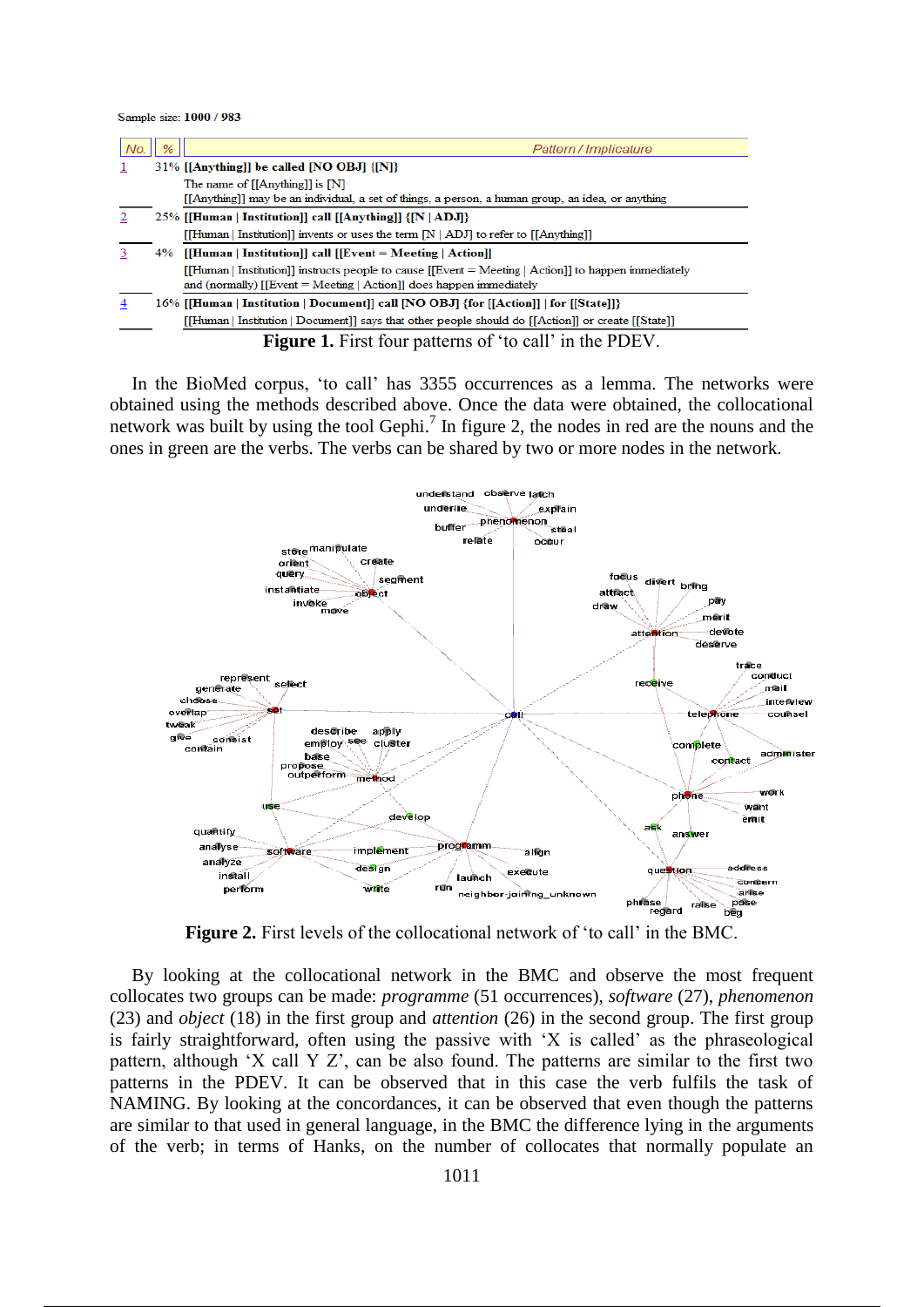Sample size: **1000 / 983**

| No. | % | Pattern / Implicature |
|---|---|---|
| 1 | 31% | **[[Anything]] be called [NO OBJ] {[N]}**<br>The name of [[Anything]] is [N]<br>[[Anything]] may be an individual, a set of things, a person, a human group, an idea, or anything |
| 2 | 25% | **[[Human \| Institution]] call [[Anything]] {[N \| ADJ]}**<br>[[Human \| Institution]] invents or uses the term [N \| ADJ] to refer to [[Anything]] |
| 3 | 4% | **[[Human \| Institution]] call [[Event = Meeting \| Action]]**<br>[[Human \| Institution]] instructs people to cause [[Event = Meeting \| Action]] to happen immediately and (normally) [[Event = Meeting \| Action]] does happen immediately |
| 4 | 16% | **[[Human \| Institution \| Document]] call [NO OBJ] {for [[Action]] \| for [[State]]}**<br>[[Human \| Institution \| Document]] says that other people should do [[Action]] or create [[State]] |

**Figure 1.** First four patterns of 'to call' in the PDEV.

In the BioMed corpus, 'to call' has 3355 occurrences as a lemma. The networks were obtained using the methods described above. Once the data were obtained, the collocational network was built by using the tool Gephi.[7] In figure 2, the nodes in red are the nouns and the ones in green are the verbs. The verbs can be shared by two or more nodes in the network.

**Figure 2.** First levels of the collocational network of 'to call' in the BMC.

By looking at the collocational network in the BMC and observe the most frequent collocates two groups can be made: *programme* (51 occurrences), *software* (27), *phenomenon* (23) and *object* (18) in the first group and *attention* (26) in the second group. The first group is fairly straightforward, often using the passive with 'X is called' as the phraseological pattern, although 'X call Y Z', can be also found. The patterns are similar to the first two patterns in the PDEV. It can be observed that in this case the verb fulfils the task of NAMING. By looking at the concordances, it can be observed that even though the patterns are similar to that used in general language, in the BMC the difference lying in the arguments of the verb; in terms of Hanks, on the number of collocates that normally populate an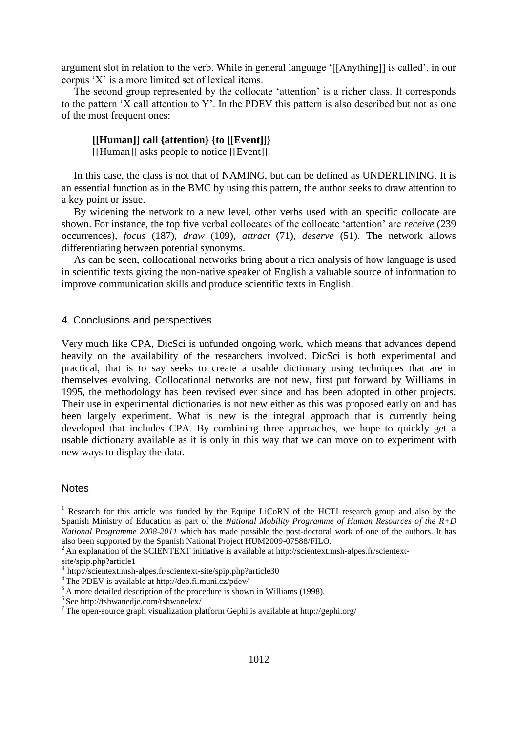argument slot in relation to the verb. While in general language '[[Anything]] is called', in our corpus 'X' is a more limited set of lexical items.

The second group represented by the collocate 'attention' is a richer class. It corresponds to the pattern 'X call attention to Y'. In the PDEV this pattern is also described but not as one of the most frequent ones:

> **[[Human]] call {attention} {to [[Event]]}**
> [[Human]] asks people to notice [[Event]].

In this case, the class is not that of NAMING, but can be defined as UNDERLINING. It is an essential function as in the BMC by using this pattern, the author seeks to draw attention to a key point or issue.

By widening the network to a new level, other verbs used with an specific collocate are shown. For instance, the top five verbal collocates of the collocate 'attention' are *receive* (239 occurrences), *focus* (187), *draw* (109), *attract* (71), *deserve* (51). The network allows differentiating between potential synonyms.

As can be seen, collocational networks bring about a rich analysis of how language is used in scientific texts giving the non-native speaker of English a valuable source of information to improve communication skills and produce scientific texts in English.

## 4. Conclusions and perspectives

Very much like CPA, DicSci is unfunded ongoing work, which means that advances depend heavily on the availability of the researchers involved. DicSci is both experimental and practical, that is to say seeks to create a usable dictionary using techniques that are in themselves evolving. Collocational networks are not new, first put forward by Williams in 1995, the methodology has been revised ever since and has been adopted in other projects. Their use in experimental dictionaries is not new either as this was proposed early on and has been largely experiment. What is new is the integral approach that is currently being developed that includes CPA. By combining three approaches, we hope to quickly get a usable dictionary available as it is only in this way that we can move on to experiment with new ways to display the data.

## Notes

[1] Research for this article was funded by the Equipe LiCoRN of the HCTI research group and also by the Spanish Ministry of Education as part of the *National Mobility Programme of Human Resources of the R+D National Programme 2008-2011* which has made possible the post-doctoral work of one of the authors. It has also been supported by the Spanish National Project HUM2009-07588/FILO.

[2] An explanation of the SCIENTEXT initiative is available at http://scientext.msh-alpes.fr/scientext-site/spip.php?article1

[3] http://scientext.msh-alpes.fr/scientext-site/spip.php?article30

[4] The PDEV is available at http://deb.fi.muni.cz/pdev/

[5] A more detailed description of the procedure is shown in Williams (1998).

[6] See http://tshwanedje.com/tshwanelex/

[7] The open-source graph visualization platform Gephi is available at http://gephi.org/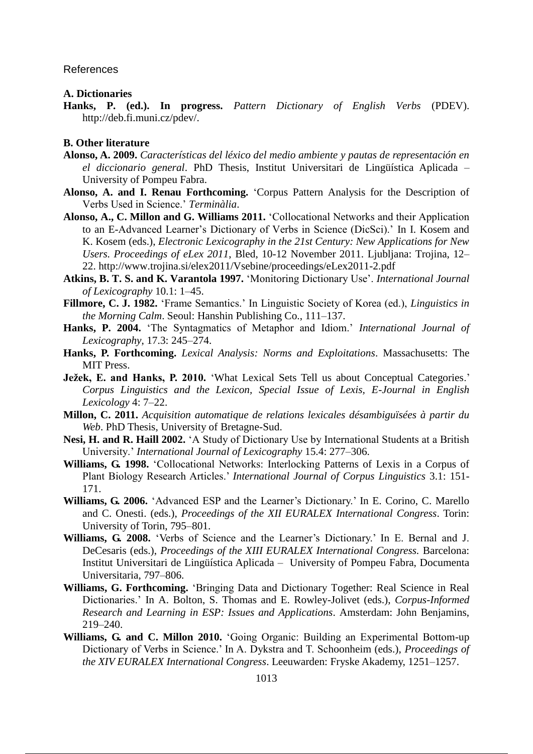# References

### A. Dictionaries

**Hanks, P. (ed.). In progress.** *Pattern Dictionary of English Verbs* (PDEV). http://deb.fi.muni.cz/pdev/.

### B. Other literature

**Alonso, A. 2009.** *Características del léxico del medio ambiente y pautas de representación en el diccionario general*. PhD Thesis, Institut Universitari de Lingüística Aplicada – University of Pompeu Fabra.

**Alonso, A. and I. Renau Forthcoming.** 'Corpus Pattern Analysis for the Description of Verbs Used in Science.' *Terminàlia*.

**Alonso, A., C. Millon and G. Williams 2011.** 'Collocational Networks and their Application to an E-Advanced Learner's Dictionary of Verbs in Science (DicSci).' In I. Kosem and K. Kosem (eds.), *Electronic Lexicography in the 21st Century: New Applications for New Users. Proceedings of eLex 2011*, Bled, 10-12 November 2011. Ljubljana: Trojina, 12–22. http://www.trojina.si/elex2011/Vsebine/proceedings/eLex2011-2.pdf

**Atkins, B. T. S. and K. Varantola 1997.** 'Monitoring Dictionary Use'. *International Journal of Lexicography* 10.1: 1–45.

**Fillmore, C. J. 1982.** 'Frame Semantics.' In Linguistic Society of Korea (ed.), *Linguistics in the Morning Calm*. Seoul: Hanshin Publishing Co., 111–137.

**Hanks, P. 2004.** 'The Syntagmatics of Metaphor and Idiom.' *International Journal of Lexicography*, 17.3: 245–274.

**Hanks, P. Forthcoming.** *Lexical Analysis: Norms and Exploitations*. Massachusetts: The MIT Press.

**Ježek, E. and Hanks, P. 2010.** 'What Lexical Sets Tell us about Conceptual Categories.' *Corpus Linguistics and the Lexicon, Special Issue of Lexis, E-Journal in English Lexicology* 4: 7–22.

**Millon, C. 2011.** *Acquisition automatique de relations lexicales désambiguïsées à partir du Web*. PhD Thesis, University of Bretagne-Sud.

**Nesi, H. and R. Haill 2002.** 'A Study of Dictionary Use by International Students at a British University.' *International Journal of Lexicography* 15.4: 277–306.

**Williams, G. 1998.** 'Collocational Networks: Interlocking Patterns of Lexis in a Corpus of Plant Biology Research Articles.' *International Journal of Corpus Linguistics* 3.1: 151-171.

**Williams, G. 2006.** 'Advanced ESP and the Learner's Dictionary.' In E. Corino, C. Marello and C. Onesti. (eds.), *Proceedings of the XII EURALEX International Congress*. Torin: University of Torin, 795–801.

**Williams, G. 2008.** 'Verbs of Science and the Learner's Dictionary.' In E. Bernal and J. DeCesaris (eds.), *Proceedings of the XIII EURALEX International Congress.* Barcelona: Institut Universitari de Lingüística Aplicada – University of Pompeu Fabra, Documenta Universitaria, 797–806.

**Williams, G. Forthcoming.** 'Bringing Data and Dictionary Together: Real Science in Real Dictionaries.' In A. Bolton, S. Thomas and E. Rowley-Jolivet (eds.), *Corpus-Informed Research and Learning in ESP: Issues and Applications*. Amsterdam: John Benjamins, 219–240.

**Williams, G. and C. Millon 2010.** 'Going Organic: Building an Experimental Bottom-up Dictionary of Verbs in Science.' In A. Dykstra and T. Schoonheim (eds.), *Proceedings of the XIV EURALEX International Congress*. Leeuwarden: Fryske Akademy, 1251–1257.